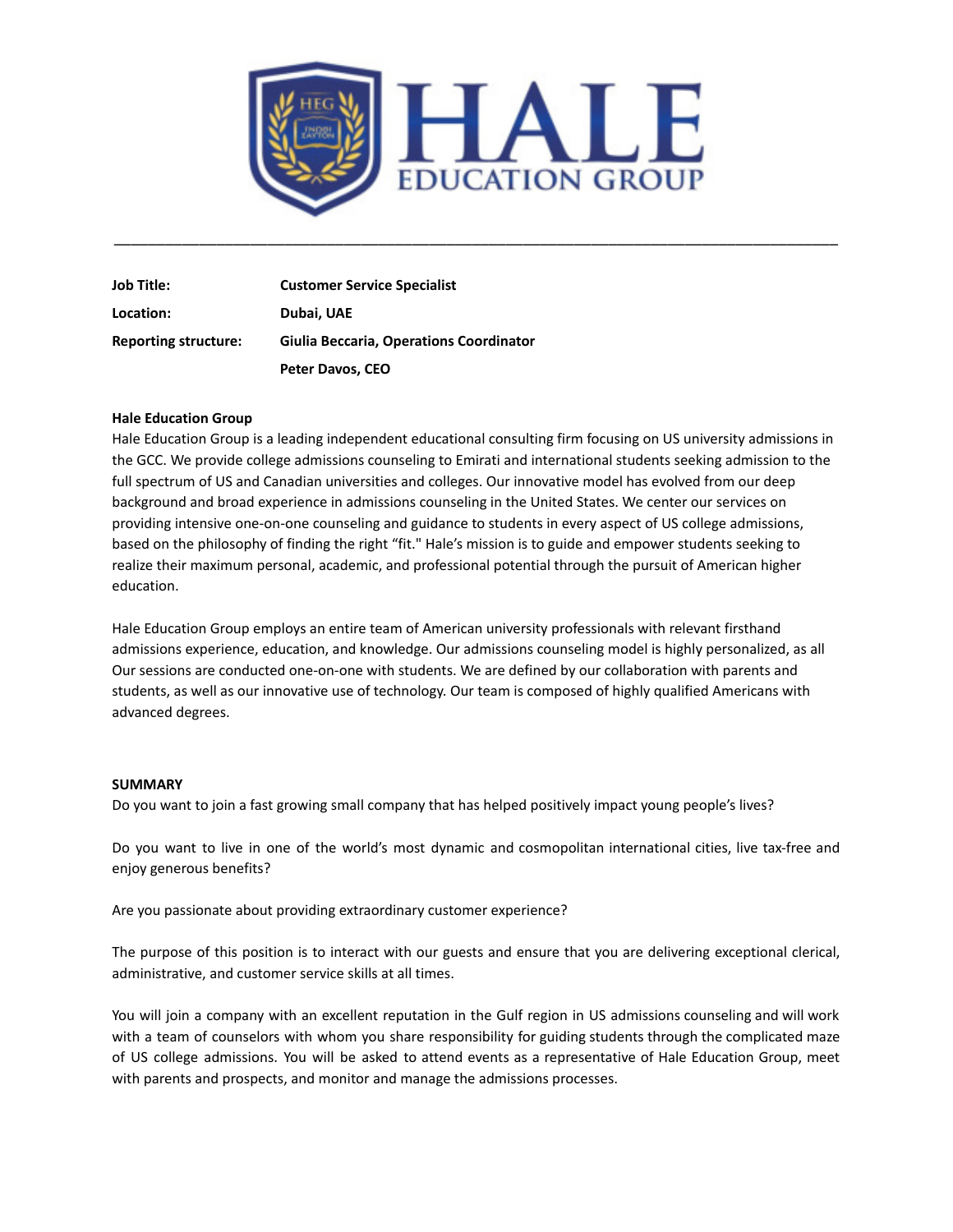# HALE EDUCATION GROUP

---

| | |
|---|---|
| **Job Title:** | **Customer Service Specialist** |
| **Location:** | **Dubai, UAE** |
| **Reporting structure:** | **Giulia Beccaria, Operations Coordinator** |
| | **Peter Davos, CEO** |

**Hale Education Group**

Hale Education Group is a leading independent educational consulting firm focusing on US university admissions in the GCC. We provide college admissions counseling to Emirati and international students seeking admission to the full spectrum of US and Canadian universities and colleges. Our innovative model has evolved from our deep background and broad experience in admissions counseling in the United States. We center our services on providing intensive one-on-one counseling and guidance to students in every aspect of US college admissions, based on the philosophy of finding the right "fit." Hale's mission is to guide and empower students seeking to realize their maximum personal, academic, and professional potential through the pursuit of American higher education.

Hale Education Group employs an entire team of American university professionals with relevant firsthand admissions experience, education, and knowledge. Our admissions counseling model is highly personalized, as all Our sessions are conducted one-on-one with students. We are defined by our collaboration with parents and students, as well as our innovative use of technology. Our team is composed of highly qualified Americans with advanced degrees.

**SUMMARY**

Do you want to join a fast growing small company that has helped positively impact young people's lives?

Do you want to live in one of the world's most dynamic and cosmopolitan international cities, live tax-free and enjoy generous benefits?

Are you passionate about providing extraordinary customer experience?

The purpose of this position is to interact with our guests and ensure that you are delivering exceptional clerical, administrative, and customer service skills at all times.

You will join a company with an excellent reputation in the Gulf region in US admissions counseling and will work with a team of counselors with whom you share responsibility for guiding students through the complicated maze of US college admissions. You will be asked to attend events as a representative of Hale Education Group, meet with parents and prospects, and monitor and manage the admissions processes.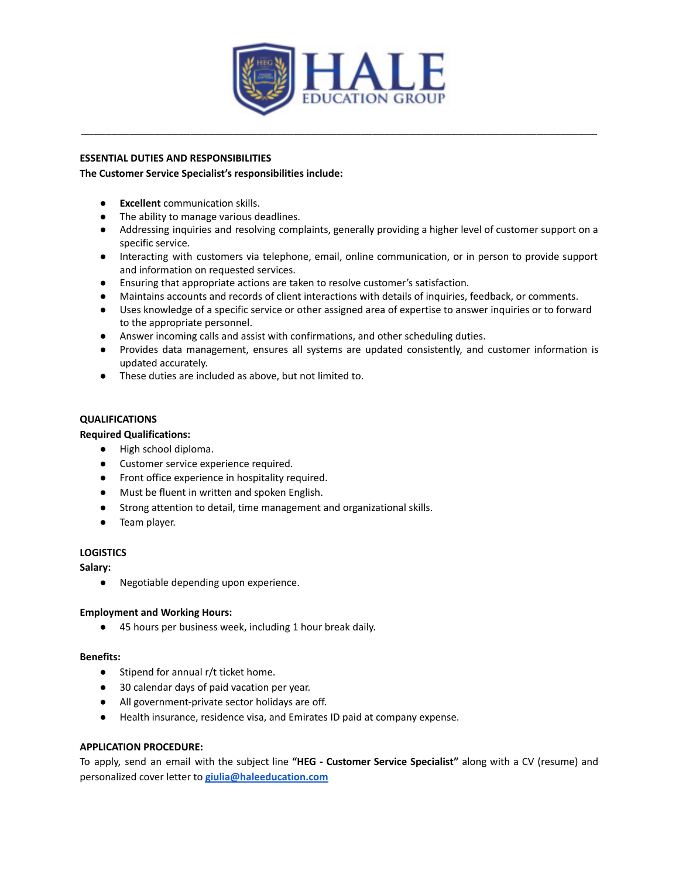## ESSENTIAL DUTIES AND RESPONSIBILITIES

**The Customer Service Specialist's responsibilities include:**

- **Excellent** communication skills.
- The ability to manage various deadlines.
- Addressing inquiries and resolving complaints, generally providing a higher level of customer support on a specific service.
- Interacting with customers via telephone, email, online communication, or in person to provide support and information on requested services.
- Ensuring that appropriate actions are taken to resolve customer's satisfaction.
- Maintains accounts and records of client interactions with details of inquiries, feedback, or comments.
- Uses knowledge of a specific service or other assigned area of expertise to answer inquiries or to forward to the appropriate personnel.
- Answer incoming calls and assist with confirmations, and other scheduling duties.
- Provides data management, ensures all systems are updated consistently, and customer information is updated accurately.
- These duties are included as above, but not limited to.

## QUALIFICATIONS

**Required Qualifications:**

- High school diploma.
- Customer service experience required.
- Front office experience in hospitality required.
- Must be fluent in written and spoken English.
- Strong attention to detail, time management and organizational skills.
- Team player.

## LOGISTICS

**Salary:**

- Negotiable depending upon experience.

**Employment and Working Hours:**

- 45 hours per business week, including 1 hour break daily.

**Benefits:**

- Stipend for annual r/t ticket home.
- 30 calendar days of paid vacation per year.
- All government-private sector holidays are off.
- Health insurance, residence visa, and Emirates ID paid at company expense.

## APPLICATION PROCEDURE:

To apply, send an email with the subject line **"HEG - Customer Service Specialist"** along with a CV (resume) and personalized cover letter to **giulia@haleeducation.com**